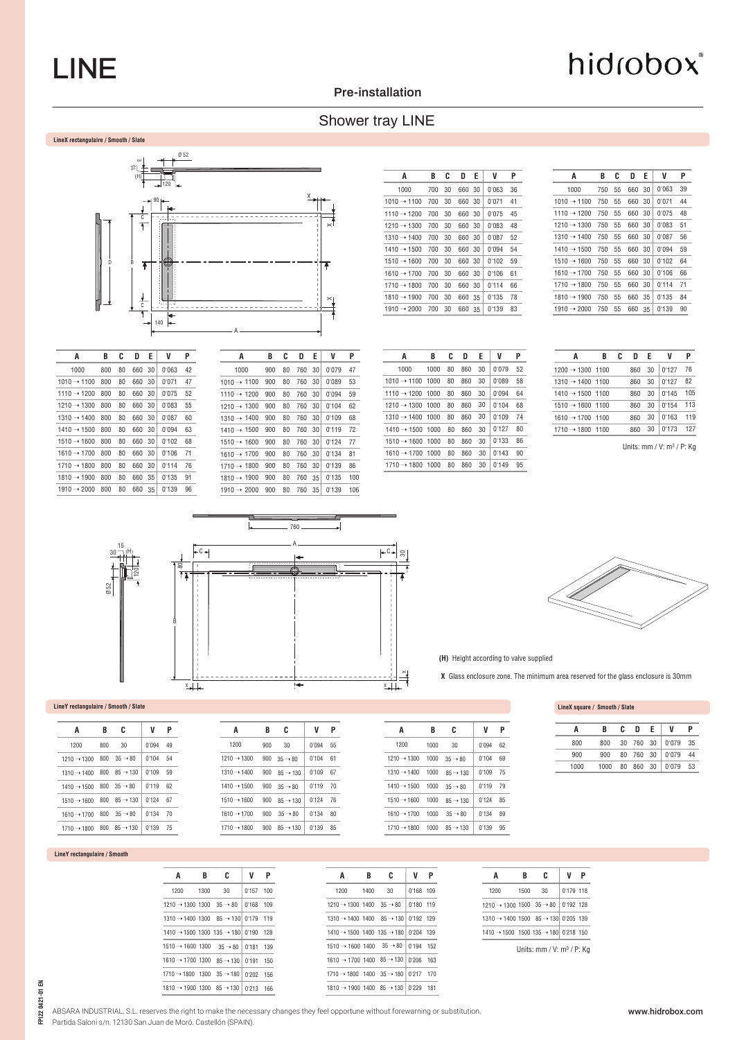# LINE

hidrobox®

## Pre-installation

## Shower tray LINE

### LineX rectangulaire / Smooth / Slate

| A | B | C | D | E | V | P |
|---|---|---|---|---|---|---|
| 1000 | 700 | 30 | 660 | 30 | 0'063 | 36 |
| 1010 → 1100 | 700 | 30 | 660 | 30 | 0'071 | 41 |
| 1110 → 1200 | 700 | 30 | 660 | 30 | 0'075 | 45 |
| 1210 → 1300 | 700 | 30 | 660 | 30 | 0'083 | 48 |
| 1310 → 1400 | 700 | 30 | 660 | 30 | 0'087 | 52 |
| 1410 → 1500 | 700 | 30 | 660 | 30 | 0'094 | 54 |
| 1510 → 1600 | 700 | 30 | 660 | 30 | 0'102 | 59 |
| 1610 → 1700 | 700 | 30 | 660 | 30 | 0'106 | 61 |
| 1710 → 1800 | 700 | 30 | 660 | 30 | 0'114 | 66 |
| 1810 → 1900 | 700 | 30 | 660 | 35 | 0'135 | 78 |
| 1910 → 2000 | 700 | 30 | 660 | 35 | 0'139 | 83 |

| A | B | C | D | E | V | P |
|---|---|---|---|---|---|---|
| 1000 | 750 | 55 | 660 | 30 | 0'063 | 39 |
| 1010 → 1100 | 750 | 55 | 660 | 30 | 0'071 | 44 |
| 1110 → 1200 | 750 | 55 | 660 | 30 | 0'075 | 48 |
| 1210 → 1300 | 750 | 55 | 660 | 30 | 0'083 | 51 |
| 1310 → 1400 | 750 | 55 | 660 | 30 | 0'087 | 56 |
| 1410 → 1500 | 750 | 55 | 660 | 30 | 0'094 | 59 |
| 1510 → 1600 | 750 | 55 | 660 | 30 | 0'102 | 64 |
| 1610 → 1700 | 750 | 55 | 660 | 30 | 0'106 | 66 |
| 1710 → 1800 | 750 | 55 | 660 | 30 | 0'114 | 71 |
| 1810 → 1900 | 750 | 55 | 660 | 35 | 0'135 | 84 |
| 1910 → 2000 | 750 | 55 | 660 | 35 | 0'139 | 90 |

| A | B | C | D | E | V | P |
|---|---|---|---|---|---|---|
| 1000 | 800 | 80 | 660 | 30 | 0'063 | 42 |
| 1010 → 1100 | 800 | 80 | 660 | 30 | 0'071 | 47 |
| 1110 → 1200 | 800 | 80 | 660 | 30 | 0'075 | 52 |
| 1210 → 1300 | 800 | 80 | 660 | 30 | 0'083 | 55 |
| 1310 → 1400 | 800 | 80 | 660 | 30 | 0'087 | 60 |
| 1410 → 1500 | 800 | 80 | 660 | 30 | 0'094 | 63 |
| 1510 → 1600 | 800 | 80 | 660 | 30 | 0'102 | 68 |
| 1610 → 1700 | 800 | 80 | 660 | 30 | 0'106 | 71 |
| 1710 → 1800 | 800 | 80 | 660 | 30 | 0'114 | 76 |
| 1810 → 1900 | 800 | 80 | 660 | 35 | 0'135 | 91 |
| 1910 → 2000 | 800 | 80 | 660 | 35 | 0'139 | 96 |

| A | B | C | D | E | V | P |
|---|---|---|---|---|---|---|
| 1000 | 900 | 80 | 760 | 30 | 0'079 | 47 |
| 1010 → 1100 | 900 | 80 | 760 | 30 | 0'089 | 53 |
| 1110 → 1200 | 900 | 80 | 760 | 30 | 0'094 | 59 |
| 1210 → 1300 | 900 | 80 | 760 | 30 | 0'104 | 62 |
| 1310 → 1400 | 900 | 80 | 760 | 30 | 0'109 | 68 |
| 1410 → 1500 | 900 | 80 | 760 | 30 | 0'119 | 72 |
| 1510 → 1600 | 900 | 80 | 760 | 30 | 0'124 | 77 |
| 1610 → 1700 | 900 | 80 | 760 | 30 | 0'134 | 81 |
| 1710 → 1800 | 900 | 80 | 760 | 30 | 0'139 | 86 |
| 1810 → 1900 | 900 | 80 | 760 | 35 | 0'135 | 100 |
| 1910 → 2000 | 900 | 80 | 760 | 35 | 0'139 | 106 |

| A | B | C | D | E | V | P |
|---|---|---|---|---|---|---|
| 1000 | 1000 | 80 | 860 | 30 | 0'079 | 52 |
| 1010 → 1100 | 1000 | 80 | 860 | 30 | 0'089 | 58 |
| 1110 → 1200 | 1000 | 80 | 860 | 30 | 0'094 | 64 |
| 1210 → 1300 | 1000 | 80 | 860 | 30 | 0'104 | 68 |
| 1310 → 1400 | 1000 | 80 | 860 | 30 | 0'109 | 74 |
| 1410 → 1500 | 1000 | 80 | 860 | 30 | 0'127 | 80 |
| 1510 → 1600 | 1000 | 80 | 860 | 30 | 0'133 | 86 |
| 1610 → 1700 | 1000 | 80 | 860 | 30 | 0'143 | 90 |
| 1710 → 1800 | 1000 | 80 | 860 | 30 | 0'149 | 95 |

| A | B | C | D | E | V | P |
|---|---|---|---|---|---|---|
| 1200 → 1300 | 1100 | | 860 | 30 | 0'127 | 76 |
| 1310 → 1400 | 1100 | | 860 | 30 | 0'127 | 82 |
| 1410 → 1500 | 1100 | | 860 | 30 | 0'145 | 105 |
| 1510 → 1600 | 1100 | | 860 | 30 | 0'154 | 113 |
| 1610 → 1700 | 1100 | | 860 | 30 | 0'163 | 119 |
| 1710 → 1800 | 1100 | | 860 | 30 | 0'173 | 127 |

Units: mm / V: m³ / P: Kg

**(H)** Height according to valve supplied

**X** Glass enclosure zone. The minimum area reserved for the glass enclosure is 30mm

### LineY rectangulaire / Smooth / Slate

| A | B | C | V | P |
|---|---|---|---|---|
| 1200 | 800 | 30 | 0'094 | 49 |
| 1210 → 1300 | 800 | 35 → 80 | 0'104 | 54 |
| 1310 → 1400 | 800 | 85 → 130 | 0'109 | 59 |
| 1410 → 1500 | 800 | 35 → 80 | 0'119 | 62 |
| 1510 → 1600 | 800 | 85 → 130 | 0'124 | 67 |
| 1610 → 1700 | 800 | 35 → 80 | 0'134 | 70 |
| 1710 → 1800 | 800 | 85 → 130 | 0'139 | 75 |

| A | B | C | V | P |
|---|---|---|---|---|
| 1200 | 900 | 30 | 0'094 | 55 |
| 1210 → 1300 | 900 | 35 → 80 | 0'104 | 61 |
| 1310 → 1400 | 900 | 85 → 130 | 0'109 | 67 |
| 1410 → 1500 | 900 | 35 → 80 | 0'119 | 70 |
| 1510 → 1600 | 900 | 85 → 130 | 0'124 | 76 |
| 1610 → 1700 | 900 | 35 → 80 | 0'134 | 80 |
| 1710 → 1800 | 900 | 85 → 130 | 0'139 | 85 |

| A | B | C | V | P |
|---|---|---|---|---|
| 1200 | 1000 | 30 | 0'094 | 62 |
| 1210 → 1300 | 1000 | 35 → 80 | 0'104 | 69 |
| 1310 → 1400 | 1000 | 85 → 130 | 0'109 | 75 |
| 1410 → 1500 | 1000 | 35 → 80 | 0'119 | 79 |
| 1510 → 1600 | 1000 | 85 → 130 | 0'124 | 85 |
| 1610 → 1700 | 1000 | 35 → 80 | 0'134 | 89 |
| 1710 → 1800 | 1000 | 85 → 130 | 0'139 | 95 |

### LineX square / Smooth / Slate

| A | B | C | D | E | V | P |
|---|---|---|---|---|---|---|
| 800 | 800 | 30 | 760 | 30 | 0'079 | 35 |
| 900 | 900 | 80 | 760 | 30 | 0'079 | 44 |
| 1000 | 1000 | 80 | 860 | 30 | 0'079 | 53 |

### LineY rectangulaire / Smooth

| A | B | C | V | P |
|---|---|---|---|---|
| 1200 | 1300 | 30 | 0'157 | 100 |
| 1210 → 1300 | 1300 | 35 → 80 | 0'168 | 109 |
| 1310 → 1400 | 1300 | 85 → 130 | 0'179 | 119 |
| 1410 → 1500 | 1300 | 135 → 180 | 0'190 | 128 |
| 1510 → 1600 | 1300 | 35 → 80 | 0'181 | 139 |
| 1610 → 1700 | 1300 | 85 → 130 | 0'191 | 150 |
| 1710 → 1800 | 1300 | 35 → 180 | 0'202 | 156 |
| 1810 → 1900 | 1300 | 85 → 130 | 0'213 | 166 |

| A | B | C | V | P |
|---|---|---|---|---|
| 1200 | 1400 | 30 | 0'168 | 109 |
| 1210 → 1300 | 1400 | 35 → 80 | 0'180 | 119 |
| 1310 → 1400 | 1400 | 85 → 130 | 0'192 | 129 |
| 1410 → 1500 | 1400 | 135 → 180 | 0'204 | 139 |
| 1510 → 1600 | 1400 | 35 → 80 | 0'194 | 152 |
| 1610 → 1700 | 1400 | 85 → 130 | 0'206 | 163 |
| 1710 → 1800 | 1400 | 35 → 180 | 0'217 | 170 |
| 1810 → 1900 | 1400 | 85 → 130 | 0'229 | 181 |

| A | B | C | V | P |
|---|---|---|---|---|
| 1200 | 1500 | 30 | 0'179 | 118 |
| 1210 → 1300 | 1500 | 35 → 80 | 0'192 | 128 |
| 1310 → 1400 | 1500 | 85 → 130 | 0'205 | 139 |
| 1410 → 1500 | 1500 | 135 → 180 | 0'218 | 150 |

Units: mm / V: m³ / P: Kg

FP122 0421-01 EN

ABSARA INDUSTRIAL, S.L. reserves the right to make the necessary changes they feel opportune without forewarning or substitution.
Partida Saloni s/n. 12130 San Juan de Moró. Castellón (SPAIN).

www.hidrobox.com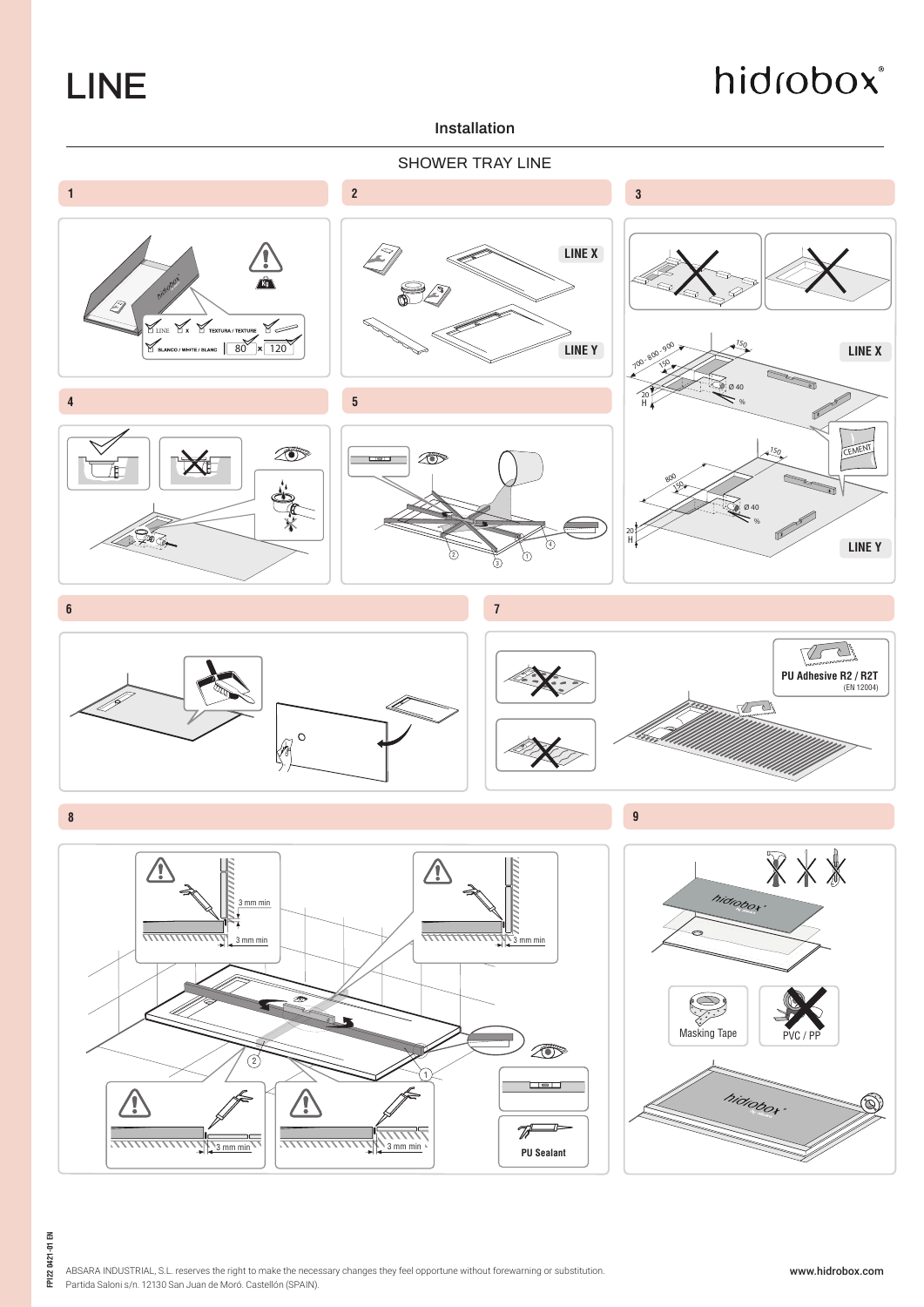# LINE

hidrobox®

## Installation

### SHOWER TRAY LINE

**1**

LINE X TEXTURA / TEXTURE

BLANCO / WHITE / BLANC 80 × 120

Kg

**2**

LINE X

LINE Y

**3**

LINE X

700 - 800 - 900

150

150

20

H

Ø 40

%

CEMENT

800

150

150

20

H

Ø 40

%

LINE Y

**4**

**5**

① ② ③ ④

**6**

**7**

PU Adhesive R2 / R2T (EN 12004)

**8**

3 mm min

3 mm min

3 mm min

3 mm min

3 mm min

① ②

PU Sealant

**9**

hidrobox®

Masking Tape

PVC / PP

hidrobox®

FP122 0421-01 EN

ABSARA INDUSTRIAL, S.L. reserves the right to make the necessary changes they feel opportune without forewarning or substitution.
Partida Saloni s/n. 12130 San Juan de Moró. Castellón (SPAIN).

www.hidrobox.com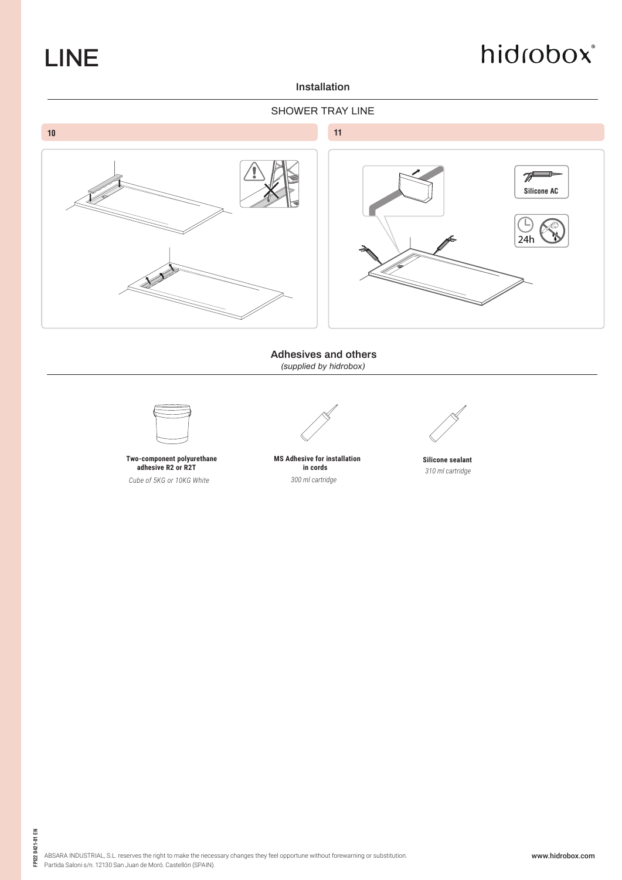# LINE

hidrobox

## Installation

### SHOWER TRAY LINE

**10**

**11**

Silicone AC

24h

## Adhesives and others

*(supplied by hidrobox)*

**Two-component polyurethane adhesive R2 or R2T**
*Cube of 5KG or 10KG White*

**MS Adhesive for installation in cords**
*300 ml cartridge*

**Silicone sealant**
*310 ml cartridge*

FPI22 0421-01 EN

ABSARA INDUSTRIAL, S.L. reserves the right to make the necessary changes they feel opportune without forewarning or substitution.
Partida Saloni s/n. 12130 San Juan de Moró. Castellón (SPAIN).

www.hidrobox.com